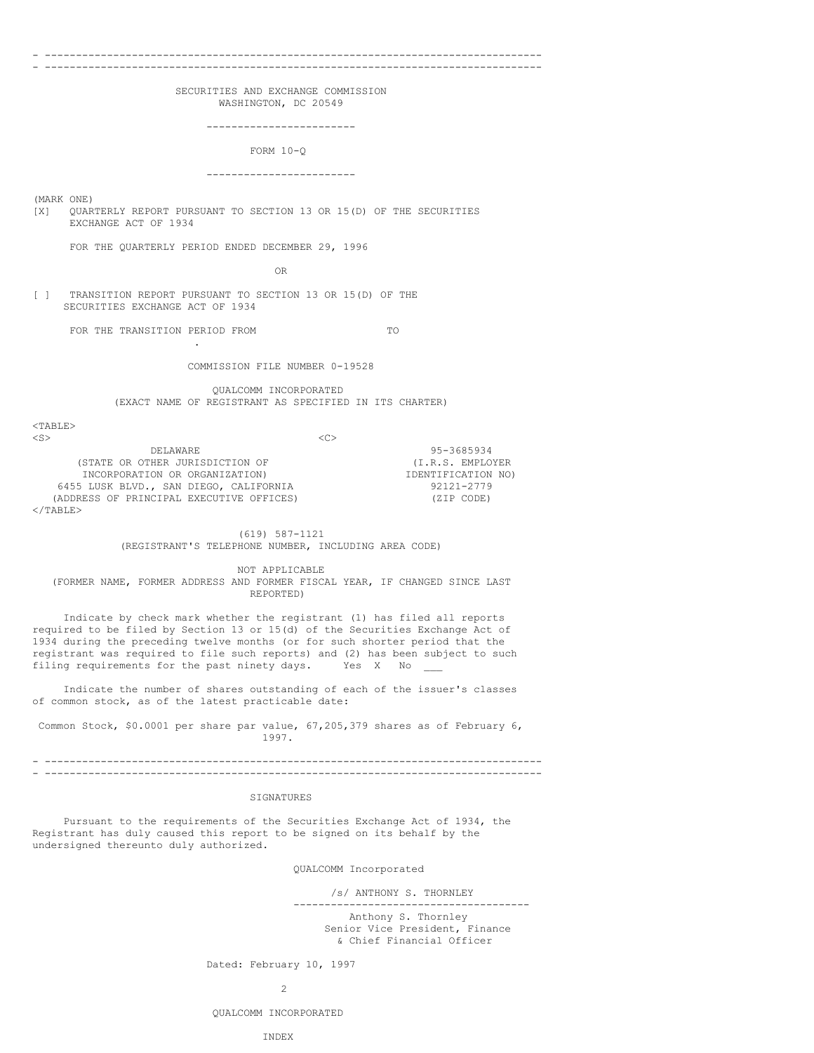SECURITIES AND EXCHANGE COMMISSION
WASHINGTON, DC 20549

---

# FORM 10-Q

---

(MARK ONE)

[X] QUARTERLY REPORT PURSUANT TO SECTION 13 OR 15(D) OF THE SECURITIES EXCHANGE ACT OF 1934

FOR THE QUARTERLY PERIOD ENDED DECEMBER 29, 1996

OR

[ ] TRANSITION REPORT PURSUANT TO SECTION 13 OR 15(D) OF THE SECURITIES EXCHANGE ACT OF 1934

FOR THE TRANSITION PERIOD FROM TO .

COMMISSION FILE NUMBER 0-19528

QUALCOMM INCORPORATED
(EXACT NAME OF REGISTRANT AS SPECIFIED IN ITS CHARTER)

| | |
|---|---|
| DELAWARE | 95-3685934 |
| (STATE OR OTHER JURISDICTION OF INCORPORATION OR ORGANIZATION) | (I.R.S. EMPLOYER IDENTIFICATION NO) |
| 6455 LUSK BLVD., SAN DIEGO, CALIFORNIA | 92121-2779 |
| (ADDRESS OF PRINCIPAL EXECUTIVE OFFICES) | (ZIP CODE) |

(619) 587-1121
(REGISTRANT'S TELEPHONE NUMBER, INCLUDING AREA CODE)

NOT APPLICABLE
(FORMER NAME, FORMER ADDRESS AND FORMER FISCAL YEAR, IF CHANGED SINCE LAST REPORTED)

Indicate by check mark whether the registrant (1) has filed all reports required to be filed by Section 13 or 15(d) of the Securities Exchange Act of 1934 during the preceding twelve months (or for such shorter period that the registrant was required to file such reports) and (2) has been subject to such filing requirements for the past ninety days. Yes X No \_\_\_

Indicate the number of shares outstanding of each of the issuer's classes of common stock, as of the latest practicable date:

Common Stock, $0.0001 per share par value, 67,205,379 shares as of February 6, 1997.

---

## SIGNATURES

Pursuant to the requirements of the Securities Exchange Act of 1934, the Registrant has duly caused this report to be signed on its behalf by the undersigned thereunto duly authorized.

QUALCOMM Incorporated

/s/ ANTHONY S. THORNLEY

---

Anthony S. Thornley
Senior Vice President, Finance
& Chief Financial Officer

Dated: February 10, 1997

QUALCOMM INCORPORATED

INDEX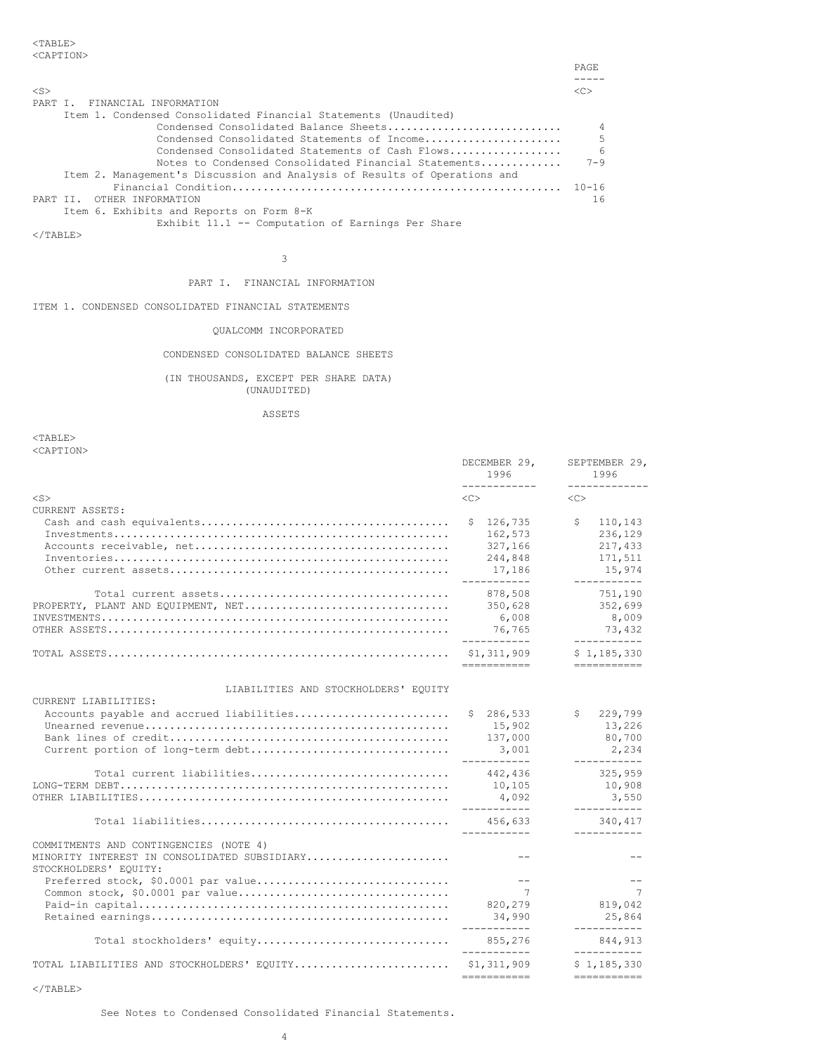| | PAGE |
|---|---|
| PART I. FINANCIAL INFORMATION | |
| Item 1. Condensed Consolidated Financial Statements (Unaudited) | |
| Condensed Consolidated Balance Sheets | 4 |
| Condensed Consolidated Statements of Income | 5 |
| Condensed Consolidated Statements of Cash Flows | 6 |
| Notes to Condensed Consolidated Financial Statements | 7-9 |
| Item 2. Management's Discussion and Analysis of Results of Operations and Financial Condition | 10-16 |
| PART II. OTHER INFORMATION | 16 |
| Item 6. Exhibits and Reports on Form 8-K | |
| Exhibit 11.1 -- Computation of Earnings Per Share | |

# PART I. FINANCIAL INFORMATION

## ITEM 1. CONDENSED CONSOLIDATED FINANCIAL STATEMENTS

### QUALCOMM INCORPORATED

### CONDENSED CONSOLIDATED BALANCE SHEETS

(IN THOUSANDS, EXCEPT PER SHARE DATA)
(UNAUDITED)

ASSETS

| | DECEMBER 29, 1996 | SEPTEMBER 29, 1996 |
|---|---|---|
| CURRENT ASSETS: | | |
| Cash and cash equivalents | $ 126,735 | $ 110,143 |
| Investments | 162,573 | 236,129 |
| Accounts receivable, net | 327,166 | 217,433 |
| Inventories | 244,848 | 171,511 |
| Other current assets | 17,186 | 15,974 |
| Total current assets | 878,508 | 751,190 |
| PROPERTY, PLANT AND EQUIPMENT, NET | 350,628 | 352,699 |
| INVESTMENTS | 6,008 | 8,009 |
| OTHER ASSETS | 76,765 | 73,432 |
| TOTAL ASSETS | $1,311,909 | $ 1,185,330 |

LIABILITIES AND STOCKHOLDERS' EQUITY

| | DECEMBER 29, 1996 | SEPTEMBER 29, 1996 |
|---|---|---|
| CURRENT LIABILITIES: | | |
| Accounts payable and accrued liabilities | $ 286,533 | $ 229,799 |
| Unearned revenue | 15,902 | 13,226 |
| Bank lines of credit | 137,000 | 80,700 |
| Current portion of long-term debt | 3,001 | 2,234 |
| Total current liabilities | 442,436 | 325,959 |
| LONG-TERM DEBT | 10,105 | 10,908 |
| OTHER LIABILITIES | 4,092 | 3,550 |
| Total liabilities | 456,633 | 340,417 |
| COMMITMENTS AND CONTINGENCIES (NOTE 4) | | |
| MINORITY INTEREST IN CONSOLIDATED SUBSIDIARY | -- | -- |
| STOCKHOLDERS' EQUITY: | | |
| Preferred stock, $0.0001 par value | -- | -- |
| Common stock, $0.0001 par value | 7 | 7 |
| Paid-in capital | 820,279 | 819,042 |
| Retained earnings | 34,990 | 25,864 |
| Total stockholders' equity | 855,276 | 844,913 |
| TOTAL LIABILITIES AND STOCKHOLDERS' EQUITY | $1,311,909 | $ 1,185,330 |

See Notes to Condensed Consolidated Financial Statements.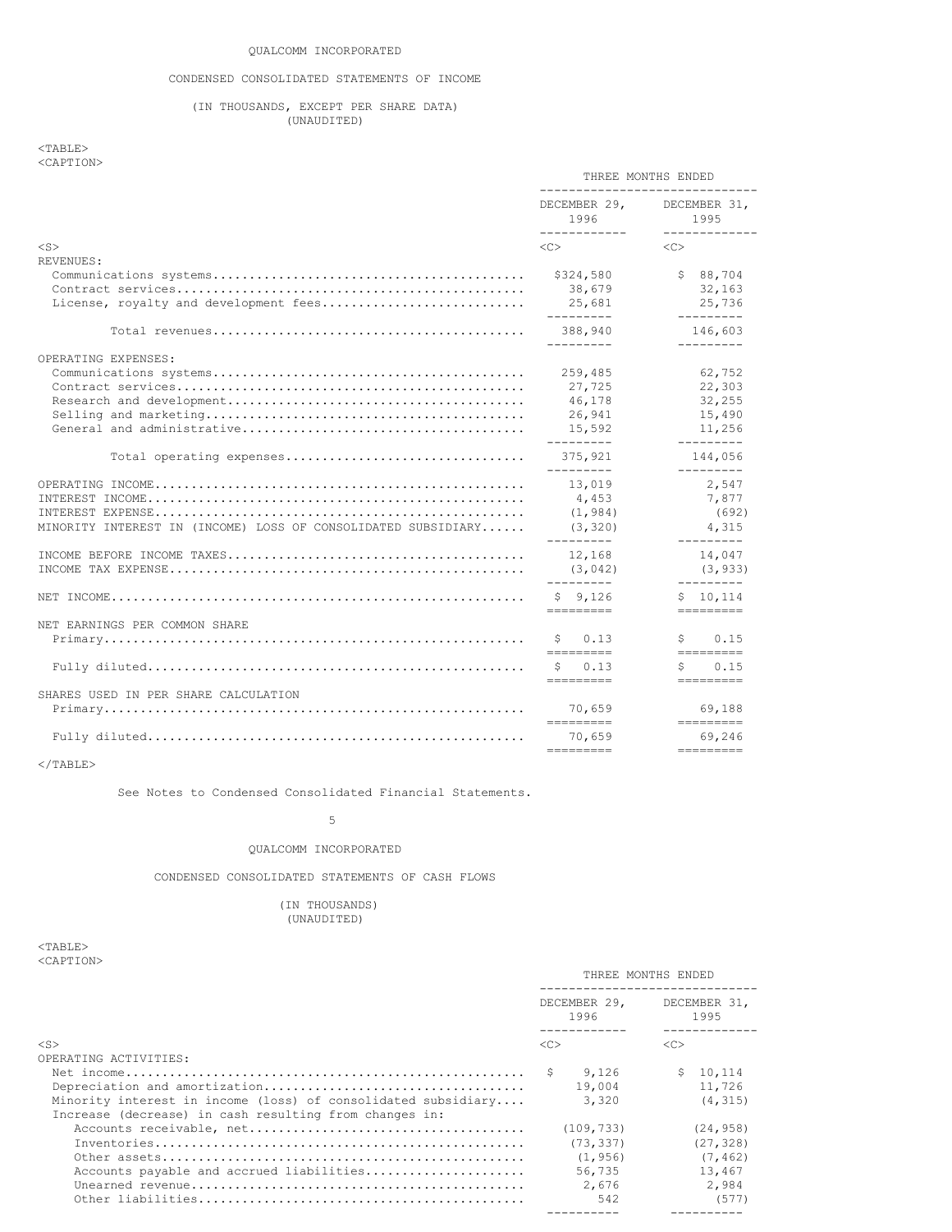QUALCOMM INCORPORATED

CONDENSED CONSOLIDATED STATEMENTS OF INCOME

(IN THOUSANDS, EXCEPT PER SHARE DATA)
(UNAUDITED)

| | THREE MONTHS ENDED | |
|---|---|---|
| | DECEMBER 29, 1996 | DECEMBER 31, 1995 |
| REVENUES: | | |
| Communications systems | $324,580 | $ 88,704 |
| Contract services | 38,679 | 32,163 |
| License, royalty and development fees | 25,681 | 25,736 |
| Total revenues | 388,940 | 146,603 |
| OPERATING EXPENSES: | | |
| Communications systems | 259,485 | 62,752 |
| Contract services | 27,725 | 22,303 |
| Research and development | 46,178 | 32,255 |
| Selling and marketing | 26,941 | 15,490 |
| General and administrative | 15,592 | 11,256 |
| Total operating expenses | 375,921 | 144,056 |
| OPERATING INCOME | 13,019 | 2,547 |
| INTEREST INCOME | 4,453 | 7,877 |
| INTEREST EXPENSE | (1,984) | (692) |
| MINORITY INTEREST IN (INCOME) LOSS OF CONSOLIDATED SUBSIDIARY | (3,320) | 4,315 |
| INCOME BEFORE INCOME TAXES | 12,168 | 14,047 |
| INCOME TAX EXPENSE | (3,042) | (3,933) |
| NET INCOME | $ 9,126 | $ 10,114 |
| NET EARNINGS PER COMMON SHARE | | |
| Primary | $ 0.13 | $ 0.15 |
| Fully diluted | $ 0.13 | $ 0.15 |
| SHARES USED IN PER SHARE CALCULATION | | |
| Primary | 70,659 | 69,188 |
| Fully diluted | 70,659 | 69,246 |

See Notes to Condensed Consolidated Financial Statements.

QUALCOMM INCORPORATED

CONDENSED CONSOLIDATED STATEMENTS OF CASH FLOWS

(IN THOUSANDS)
(UNAUDITED)

| | THREE MONTHS ENDED | |
|---|---|---|
| | DECEMBER 29, 1996 | DECEMBER 31, 1995 |
| OPERATING ACTIVITIES: | | |
| Net income | $ 9,126 | $ 10,114 |
| Depreciation and amortization | 19,004 | 11,726 |
| Minority interest in income (loss) of consolidated subsidiary | 3,320 | (4,315) |
| Increase (decrease) in cash resulting from changes in: | | |
| Accounts receivable, net | (109,733) | (24,958) |
| Inventories | (73,337) | (27,328) |
| Other assets | (1,956) | (7,462) |
| Accounts payable and accrued liabilities | 56,735 | 13,467 |
| Unearned revenue | 2,676 | 2,984 |
| Other liabilities | 542 | (577) |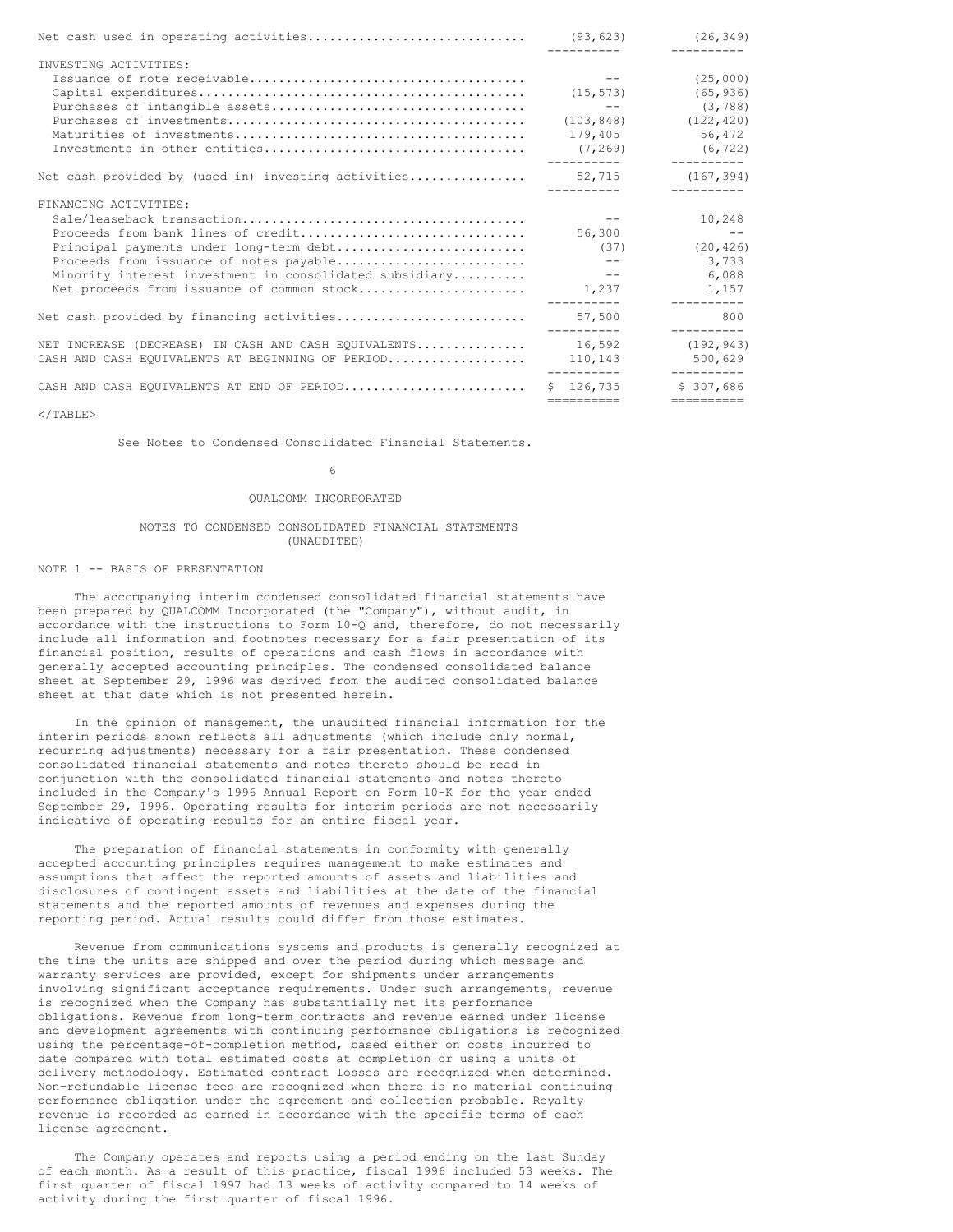| | | |
|---|---|---|
| Net cash used in operating activities | (93,623) | (26,349) |
| INVESTING ACTIVITIES: | | |
| Issuance of note receivable | -- | (25,000) |
| Capital expenditures | (15,573) | (65,936) |
| Purchases of intangible assets | -- | (3,788) |
| Purchases of investments | (103,848) | (122,420) |
| Maturities of investments | 179,405 | 56,472 |
| Investments in other entities | (7,269) | (6,722) |
| Net cash provided by (used in) investing activities | 52,715 | (167,394) |
| FINANCING ACTIVITIES: | | |
| Sale/leaseback transaction | -- | 10,248 |
| Proceeds from bank lines of credit | 56,300 | -- |
| Principal payments under long-term debt | (37) | (20,426) |
| Proceeds from issuance of notes payable | -- | 3,733 |
| Minority interest investment in consolidated subsidiary | -- | 6,088 |
| Net proceeds from issuance of common stock | 1,237 | 1,157 |
| Net cash provided by financing activities | 57,500 | 800 |
| NET INCREASE (DECREASE) IN CASH AND CASH EQUIVALENTS | 16,592 | (192,943) |
| CASH AND CASH EQUIVALENTS AT BEGINNING OF PERIOD | 110,143 | 500,629 |
| CASH AND CASH EQUIVALENTS AT END OF PERIOD | $ 126,735 | $ 307,686 |

See Notes to Condensed Consolidated Financial Statements.

QUALCOMM INCORPORATED

NOTES TO CONDENSED CONSOLIDATED FINANCIAL STATEMENTS
(UNAUDITED)

NOTE 1 -- BASIS OF PRESENTATION

The accompanying interim condensed consolidated financial statements have been prepared by QUALCOMM Incorporated (the "Company"), without audit, in accordance with the instructions to Form 10-Q and, therefore, do not necessarily include all information and footnotes necessary for a fair presentation of its financial position, results of operations and cash flows in accordance with generally accepted accounting principles. The condensed consolidated balance sheet at September 29, 1996 was derived from the audited consolidated balance sheet at that date which is not presented herein.

In the opinion of management, the unaudited financial information for the interim periods shown reflects all adjustments (which include only normal, recurring adjustments) necessary for a fair presentation. These condensed consolidated financial statements and notes thereto should be read in conjunction with the consolidated financial statements and notes thereto included in the Company's 1996 Annual Report on Form 10-K for the year ended September 29, 1996. Operating results for interim periods are not necessarily indicative of operating results for an entire fiscal year.

The preparation of financial statements in conformity with generally accepted accounting principles requires management to make estimates and assumptions that affect the reported amounts of assets and liabilities and disclosures of contingent assets and liabilities at the date of the financial statements and the reported amounts of revenues and expenses during the reporting period. Actual results could differ from those estimates.

Revenue from communications systems and products is generally recognized at the time the units are shipped and over the period during which message and warranty services are provided, except for shipments under arrangements involving significant acceptance requirements. Under such arrangements, revenue is recognized when the Company has substantially met its performance obligations. Revenue from long-term contracts and revenue earned under license and development agreements with continuing performance obligations is recognized using the percentage-of-completion method, based either on costs incurred to date compared with total estimated costs at completion or using a units of delivery methodology. Estimated contract losses are recognized when determined. Non-refundable license fees are recognized when there is no material continuing performance obligation under the agreement and collection probable. Royalty revenue is recorded as earned in accordance with the specific terms of each license agreement.

The Company operates and reports using a period ending on the last Sunday of each month. As a result of this practice, fiscal 1996 included 53 weeks. The first quarter of fiscal 1997 had 13 weeks of activity compared to 14 weeks of activity during the first quarter of fiscal 1996.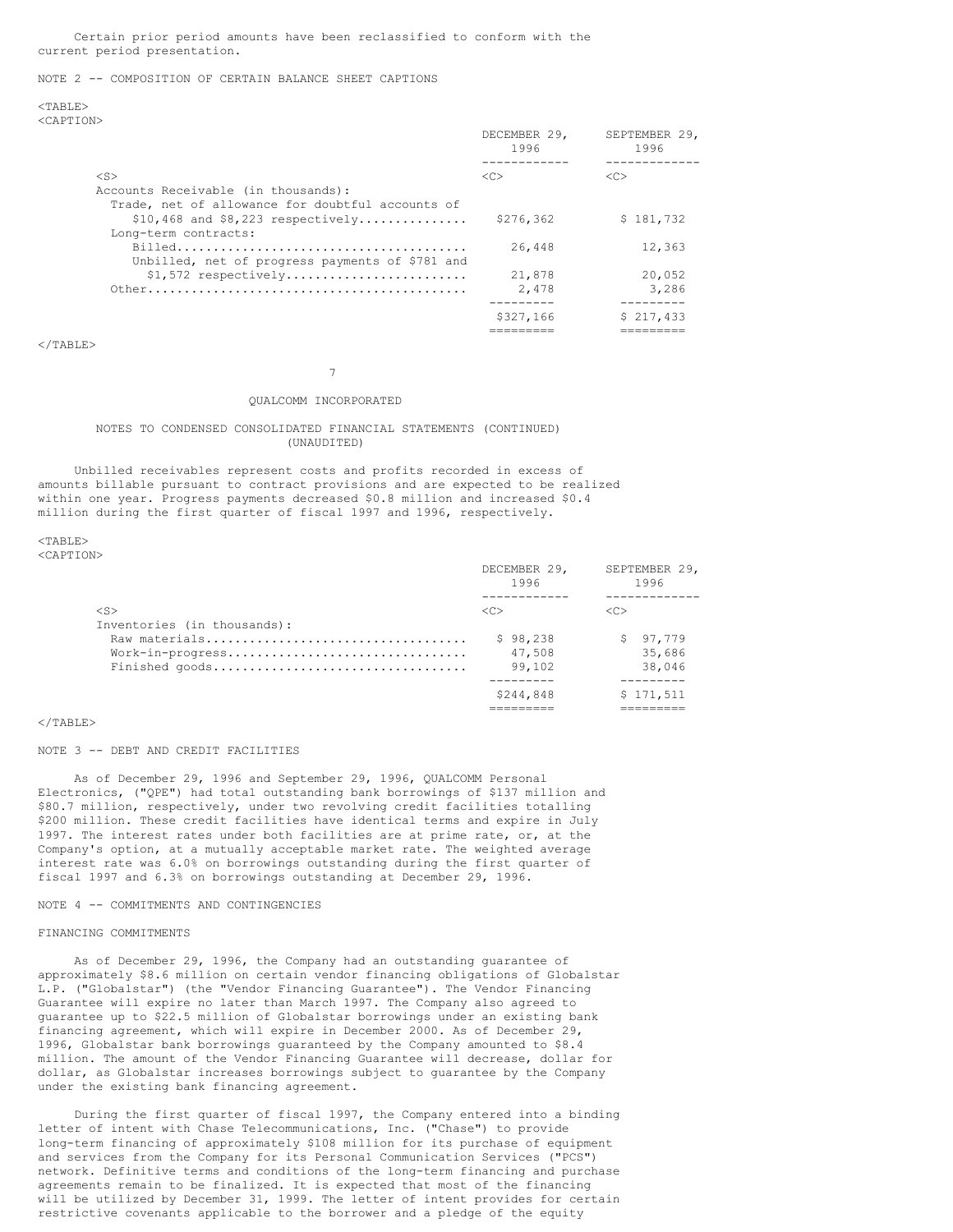Certain prior period amounts have been reclassified to conform with the current period presentation.

NOTE 2 -- COMPOSITION OF CERTAIN BALANCE SHEET CAPTIONS

| | DECEMBER 29, 1996 | SEPTEMBER 29, 1996 |
|---|---|---|
| Accounts Receivable (in thousands): | | |
| Trade, net of allowance for doubtful accounts of $10,468 and $8,223 respectively | $276,362 | $ 181,732 |
| Long-term contracts: | | |
| Billed | 26,448 | 12,363 |
| Unbilled, net of progress payments of $781 and $1,572 respectively | 21,878 | 20,052 |
| Other | 2,478 | 3,286 |
| | $327,166 | $ 217,433 |

QUALCOMM INCORPORATED

NOTES TO CONDENSED CONSOLIDATED FINANCIAL STATEMENTS (CONTINUED) (UNAUDITED)

Unbilled receivables represent costs and profits recorded in excess of amounts billable pursuant to contract provisions and are expected to be realized within one year. Progress payments decreased $0.8 million and increased $0.4 million during the first quarter of fiscal 1997 and 1996, respectively.

| | DECEMBER 29, 1996 | SEPTEMBER 29, 1996 |
|---|---|---|
| Inventories (in thousands): | | |
| Raw materials | $ 98,238 | $ 97,779 |
| Work-in-progress | 47,508 | 35,686 |
| Finished goods | 99,102 | 38,046 |
| | $244,848 | $ 171,511 |

NOTE 3 -- DEBT AND CREDIT FACILITIES

As of December 29, 1996 and September 29, 1996, QUALCOMM Personal Electronics, ("QPE") had total outstanding bank borrowings of $137 million and $80.7 million, respectively, under two revolving credit facilities totalling $200 million. These credit facilities have identical terms and expire in July 1997. The interest rates under both facilities are at prime rate, or, at the Company's option, at a mutually acceptable market rate. The weighted average interest rate was 6.0% on borrowings outstanding during the first quarter of fiscal 1997 and 6.3% on borrowings outstanding at December 29, 1996.

NOTE 4 -- COMMITMENTS AND CONTINGENCIES

FINANCING COMMITMENTS

As of December 29, 1996, the Company had an outstanding guarantee of approximately $8.6 million on certain vendor financing obligations of Globalstar L.P. ("Globalstar") (the "Vendor Financing Guarantee"). The Vendor Financing Guarantee will expire no later than March 1997. The Company also agreed to guarantee up to $22.5 million of Globalstar borrowings under an existing bank financing agreement, which will expire in December 2000. As of December 29, 1996, Globalstar bank borrowings guaranteed by the Company amounted to $8.4 million. The amount of the Vendor Financing Guarantee will decrease, dollar for dollar, as Globalstar increases borrowings subject to guarantee by the Company under the existing bank financing agreement.

During the first quarter of fiscal 1997, the Company entered into a binding letter of intent with Chase Telecommunications, Inc. ("Chase") to provide long-term financing of approximately $108 million for its purchase of equipment and services from the Company for its Personal Communication Services ("PCS") network. Definitive terms and conditions of the long-term financing and purchase agreements remain to be finalized. It is expected that most of the financing will be utilized by December 31, 1999. The letter of intent provides for certain restrictive covenants applicable to the borrower and a pledge of the equity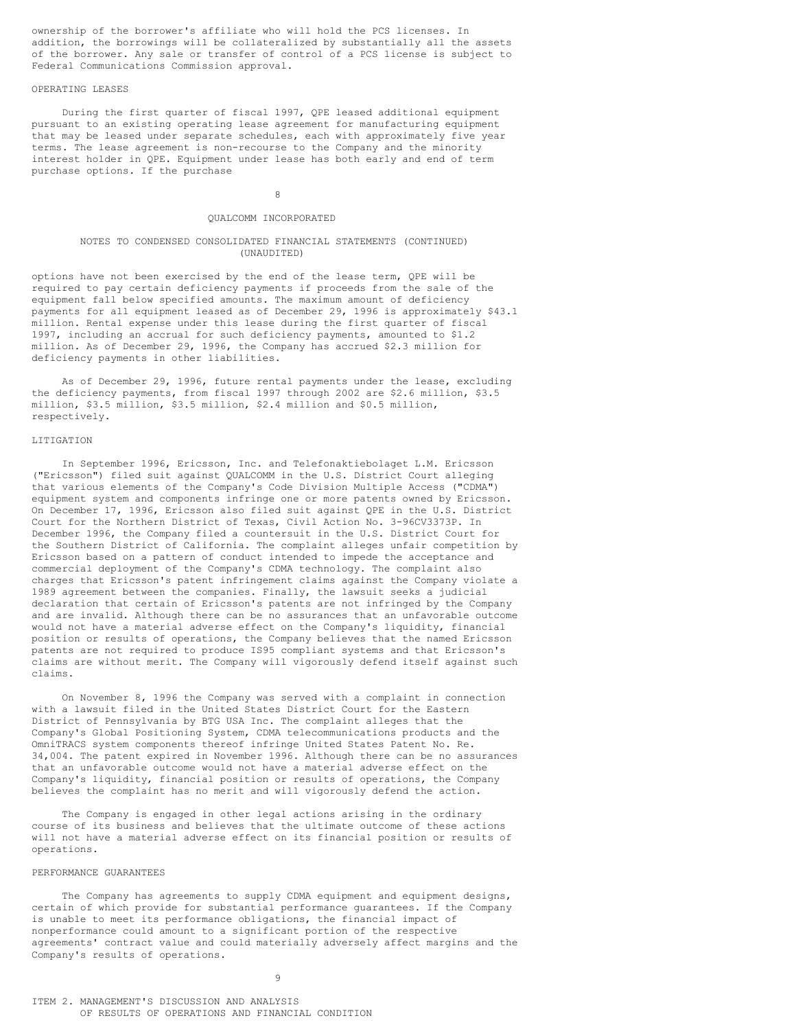ownership of the borrower's affiliate who will hold the PCS licenses. In addition, the borrowings will be collateralized by substantially all the assets of the borrower. Any sale or transfer of control of a PCS license is subject to Federal Communications Commission approval.

### OPERATING LEASES

During the first quarter of fiscal 1997, QPE leased additional equipment pursuant to an existing operating lease agreement for manufacturing equipment that may be leased under separate schedules, each with approximately five year terms. The lease agreement is non-recourse to the Company and the minority interest holder in QPE. Equipment under lease has both early and end of term purchase options. If the purchase options have not been exercised by the end of the lease term, QPE will be required to pay certain deficiency payments if proceeds from the sale of the equipment fall below specified amounts. The maximum amount of deficiency payments for all equipment leased as of December 29, 1996 is approximately $43.1 million. Rental expense under this lease during the first quarter of fiscal 1997, including an accrual for such deficiency payments, amounted to $1.2 million. As of December 29, 1996, the Company has accrued $2.3 million for deficiency payments in other liabilities.

As of December 29, 1996, future rental payments under the lease, excluding the deficiency payments, from fiscal 1997 through 2002 are $2.6 million, $3.5 million, $3.5 million, $3.5 million, $2.4 million and $0.5 million, respectively.

### LITIGATION

In September 1996, Ericsson, Inc. and Telefonaktiebolaget L.M. Ericsson ("Ericsson") filed suit against QUALCOMM in the U.S. District Court alleging that various elements of the Company's Code Division Multiple Access ("CDMA") equipment system and components infringe one or more patents owned by Ericsson. On December 17, 1996, Ericsson also filed suit against QPE in the U.S. District Court for the Northern District of Texas, Civil Action No. 3-96CV3373P. In December 1996, the Company filed a countersuit in the U.S. District Court for the Southern District of California. The complaint alleges unfair competition by Ericsson based on a pattern of conduct intended to impede the acceptance and commercial deployment of the Company's CDMA technology. The complaint also charges that Ericsson's patent infringement claims against the Company violate a 1989 agreement between the companies. Finally, the lawsuit seeks a judicial declaration that certain of Ericsson's patents are not infringed by the Company and are invalid. Although there can be no assurances that an unfavorable outcome would not have a material adverse effect on the Company's liquidity, financial position or results of operations, the Company believes that the named Ericsson patents are not required to produce IS95 compliant systems and that Ericsson's claims are without merit. The Company will vigorously defend itself against such claims.

On November 8, 1996 the Company was served with a complaint in connection with a lawsuit filed in the United States District Court for the Eastern District of Pennsylvania by BTG USA Inc. The complaint alleges that the Company's Global Positioning System, CDMA telecommunications products and the OmniTRACS system components thereof infringe United States Patent No. Re. 34,004. The patent expired in November 1996. Although there can be no assurances that an unfavorable outcome would not have a material adverse effect on the Company's liquidity, financial position or results of operations, the Company believes the complaint has no merit and will vigorously defend the action.

The Company is engaged in other legal actions arising in the ordinary course of its business and believes that the ultimate outcome of these actions will not have a material adverse effect on its financial position or results of operations.

### PERFORMANCE GUARANTEES

The Company has agreements to supply CDMA equipment and equipment designs, certain of which provide for substantial performance guarantees. If the Company is unable to meet its performance obligations, the financial impact of nonperformance could amount to a significant portion of the respective agreements' contract value and could materially adversely affect margins and the Company's results of operations.

## ITEM 2. MANAGEMENT'S DISCUSSION AND ANALYSIS OF RESULTS OF OPERATIONS AND FINANCIAL CONDITION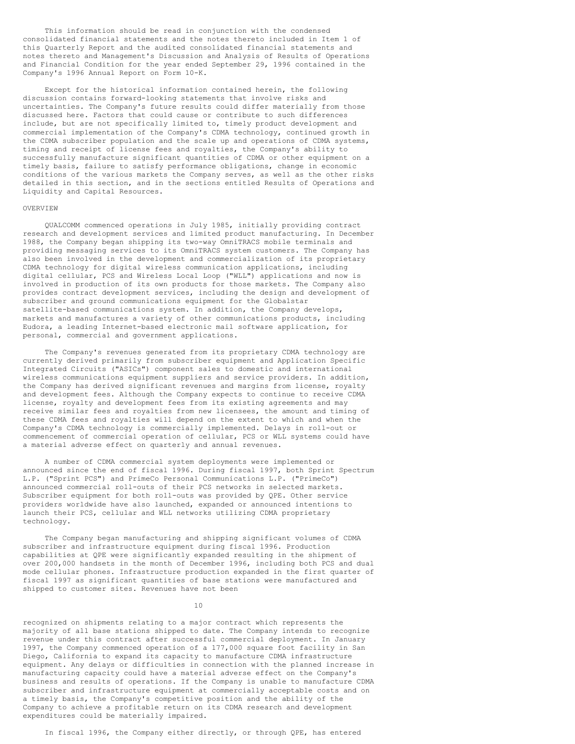This information should be read in conjunction with the condensed consolidated financial statements and the notes thereto included in Item 1 of this Quarterly Report and the audited consolidated financial statements and notes thereto and Management's Discussion and Analysis of Results of Operations and Financial Condition for the year ended September 29, 1996 contained in the Company's 1996 Annual Report on Form 10-K.

Except for the historical information contained herein, the following discussion contains forward-looking statements that involve risks and uncertainties. The Company's future results could differ materially from those discussed here. Factors that could cause or contribute to such differences include, but are not specifically limited to, timely product development and commercial implementation of the Company's CDMA technology, continued growth in the CDMA subscriber population and the scale up and operations of CDMA systems, timing and receipt of license fees and royalties, the Company's ability to successfully manufacture significant quantities of CDMA or other equipment on a timely basis, failure to satisfy performance obligations, change in economic conditions of the various markets the Company serves, as well as the other risks detailed in this section, and in the sections entitled Results of Operations and Liquidity and Capital Resources.

## OVERVIEW

QUALCOMM commenced operations in July 1985, initially providing contract research and development services and limited product manufacturing. In December 1988, the Company began shipping its two-way OmniTRACS mobile terminals and providing messaging services to its OmniTRACS system customers. The Company has also been involved in the development and commercialization of its proprietary CDMA technology for digital wireless communication applications, including digital cellular, PCS and Wireless Local Loop ("WLL") applications and now is involved in production of its own products for those markets. The Company also provides contract development services, including the design and development of subscriber and ground communications equipment for the Globalstar satellite-based communications system. In addition, the Company develops, markets and manufactures a variety of other communications products, including Eudora, a leading Internet-based electronic mail software application, for personal, commercial and government applications.

The Company's revenues generated from its proprietary CDMA technology are currently derived primarily from subscriber equipment and Application Specific Integrated Circuits ("ASICs") component sales to domestic and international wireless communications equipment suppliers and service providers. In addition, the Company has derived significant revenues and margins from license, royalty and development fees. Although the Company expects to continue to receive CDMA license, royalty and development fees from its existing agreements and may receive similar fees and royalties from new licensees, the amount and timing of these CDMA fees and royalties will depend on the extent to which and when the Company's CDMA technology is commercially implemented. Delays in roll-out or commencement of commercial operation of cellular, PCS or WLL systems could have a material adverse effect on quarterly and annual revenues.

A number of CDMA commercial system deployments were implemented or announced since the end of fiscal 1996. During fiscal 1997, both Sprint Spectrum L.P. ("Sprint PCS") and PrimeCo Personal Communications L.P. ("PrimeCo") announced commercial roll-outs of their PCS networks in selected markets. Subscriber equipment for both roll-outs was provided by QPE. Other service providers worldwide have also launched, expanded or announced intentions to launch their PCS, cellular and WLL networks utilizing CDMA proprietary technology.

The Company began manufacturing and shipping significant volumes of CDMA subscriber and infrastructure equipment during fiscal 1996. Production capabilities at QPE were significantly expanded resulting in the shipment of over 200,000 handsets in the month of December 1996, including both PCS and dual mode cellular phones. Infrastructure production expanded in the first quarter of fiscal 1997 as significant quantities of base stations were manufactured and shipped to customer sites. Revenues have not been recognized on shipments relating to a major contract which represents the majority of all base stations shipped to date. The Company intends to recognize revenue under this contract after successful commercial deployment. In January 1997, the Company commenced operation of a 177,000 square foot facility in San Diego, California to expand its capacity to manufacture CDMA infrastructure equipment. Any delays or difficulties in connection with the planned increase in manufacturing capacity could have a material adverse effect on the Company's business and results of operations. If the Company is unable to manufacture CDMA subscriber and infrastructure equipment at commercially acceptable costs and on a timely basis, the Company's competitive position and the ability of the Company to achieve a profitable return on its CDMA research and development expenditures could be materially impaired.

In fiscal 1996, the Company either directly, or through QPE, has entered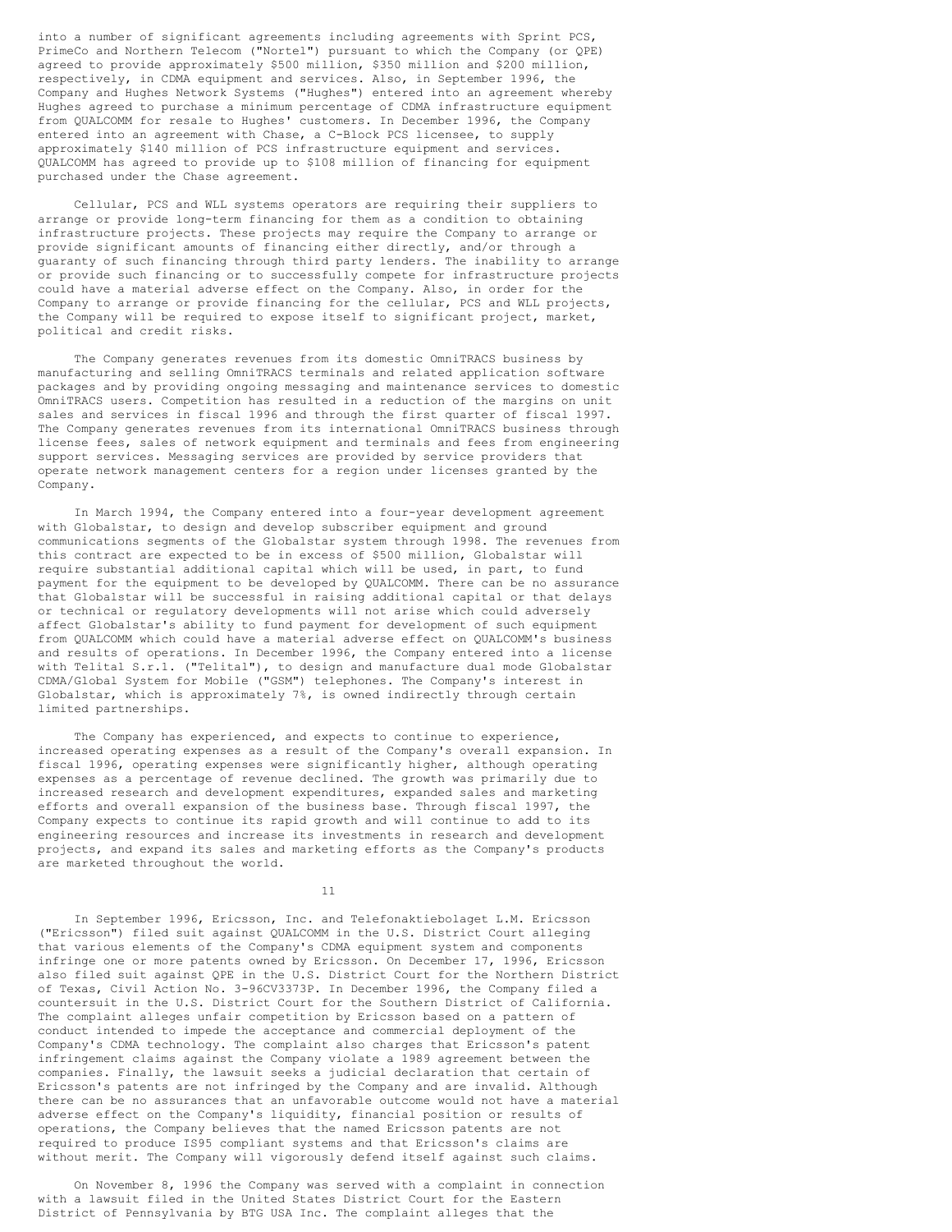into a number of significant agreements including agreements with Sprint PCS, PrimeCo and Northern Telecom ("Nortel") pursuant to which the Company (or QPE) agreed to provide approximately $500 million, $350 million and $200 million, respectively, in CDMA equipment and services. Also, in September 1996, the Company and Hughes Network Systems ("Hughes") entered into an agreement whereby Hughes agreed to purchase a minimum percentage of CDMA infrastructure equipment from QUALCOMM for resale to Hughes' customers. In December 1996, the Company entered into an agreement with Chase, a C-Block PCS licensee, to supply approximately $140 million of PCS infrastructure equipment and services. QUALCOMM has agreed to provide up to $108 million of financing for equipment purchased under the Chase agreement.

Cellular, PCS and WLL systems operators are requiring their suppliers to arrange or provide long-term financing for them as a condition to obtaining infrastructure projects. These projects may require the Company to arrange or provide significant amounts of financing either directly, and/or through a guaranty of such financing through third party lenders. The inability to arrange or provide such financing or to successfully compete for infrastructure projects could have a material adverse effect on the Company. Also, in order for the Company to arrange or provide financing for the cellular, PCS and WLL projects, the Company will be required to expose itself to significant project, market, political and credit risks.

The Company generates revenues from its domestic OmniTRACS business by manufacturing and selling OmniTRACS terminals and related application software packages and by providing ongoing messaging and maintenance services to domestic OmniTRACS users. Competition has resulted in a reduction of the margins on unit sales and services in fiscal 1996 and through the first quarter of fiscal 1997. The Company generates revenues from its international OmniTRACS business through license fees, sales of network equipment and terminals and fees from engineering support services. Messaging services are provided by service providers that operate network management centers for a region under licenses granted by the Company.

In March 1994, the Company entered into a four-year development agreement with Globalstar, to design and develop subscriber equipment and ground communications segments of the Globalstar system through 1998. The revenues from this contract are expected to be in excess of $500 million, Globalstar will require substantial additional capital which will be used, in part, to fund payment for the equipment to be developed by QUALCOMM. There can be no assurance that Globalstar will be successful in raising additional capital or that delays or technical or regulatory developments will not arise which could adversely affect Globalstar's ability to fund payment for development of such equipment from QUALCOMM which could have a material adverse effect on QUALCOMM's business and results of operations. In December 1996, the Company entered into a license with Telital S.r.l. ("Telital"), to design and manufacture dual mode Globalstar CDMA/Global System for Mobile ("GSM") telephones. The Company's interest in Globalstar, which is approximately 7%, is owned indirectly through certain limited partnerships.

The Company has experienced, and expects to continue to experience, increased operating expenses as a result of the Company's overall expansion. In fiscal 1996, operating expenses were significantly higher, although operating expenses as a percentage of revenue declined. The growth was primarily due to increased research and development expenditures, expanded sales and marketing efforts and overall expansion of the business base. Through fiscal 1997, the Company expects to continue its rapid growth and will continue to add to its engineering resources and increase its investments in research and development projects, and expand its sales and marketing efforts as the Company's products are marketed throughout the world.

In September 1996, Ericsson, Inc. and Telefonaktiebolaget L.M. Ericsson ("Ericsson") filed suit against QUALCOMM in the U.S. District Court alleging that various elements of the Company's CDMA equipment system and components infringe one or more patents owned by Ericsson. On December 17, 1996, Ericsson also filed suit against QPE in the U.S. District Court for the Northern District of Texas, Civil Action No. 3-96CV3373P. In December 1996, the Company filed a countersuit in the U.S. District Court for the Southern District of California. The complaint alleges unfair competition by Ericsson based on a pattern of conduct intended to impede the acceptance and commercial deployment of the Company's CDMA technology. The complaint also charges that Ericsson's patent infringement claims against the Company violate a 1989 agreement between the companies. Finally, the lawsuit seeks a judicial declaration that certain of Ericsson's patents are not infringed by the Company and are invalid. Although there can be no assurances that an unfavorable outcome would not have a material adverse effect on the Company's liquidity, financial position or results of operations, the Company believes that the named Ericsson patents are not required to produce IS95 compliant systems and that Ericsson's claims are without merit. The Company will vigorously defend itself against such claims.

On November 8, 1996 the Company was served with a complaint in connection with a lawsuit filed in the United States District Court for the Eastern District of Pennsylvania by BTG USA Inc. The complaint alleges that the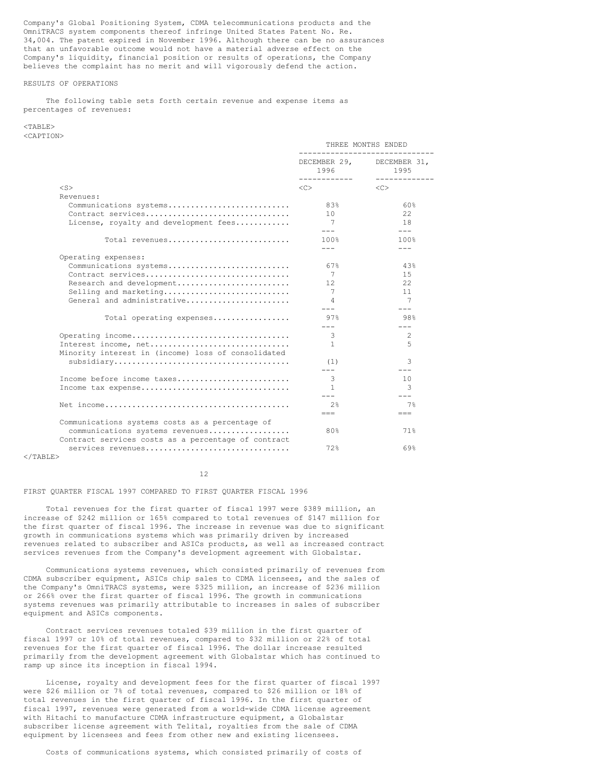Company's Global Positioning System, CDMA telecommunications products and the OmniTRACS system components thereof infringe United States Patent No. Re. 34,004. The patent expired in November 1996. Although there can be no assurances that an unfavorable outcome would not have a material adverse effect on the Company's liquidity, financial position or results of operations, the Company believes the complaint has no merit and will vigorously defend the action.

RESULTS OF OPERATIONS

The following table sets forth certain revenue and expense items as percentages of revenues:

| | THREE MONTHS ENDED | |
|---|---|---|
| | DECEMBER 29, 1996 | DECEMBER 31, 1995 |
| Revenues: | | |
| Communications systems | 83% | 60% |
| Contract services | 10 | 22 |
| License, royalty and development fees | 7 | 18 |
| Total revenues | 100% | 100% |
| Operating expenses: | | |
| Communications systems | 67% | 43% |
| Contract services | 7 | 15 |
| Research and development | 12 | 22 |
| Selling and marketing | 7 | 11 |
| General and administrative | 4 | 7 |
| Total operating expenses | 97% | 98% |
| Operating income | 3 | 2 |
| Interest income, net | 1 | 5 |
| Minority interest in (income) loss of consolidated subsidiary | (1) | 3 |
| Income before income taxes | 3 | 10 |
| Income tax expense | 1 | 3 |
| Net income | 2% | 7% |
| Communications systems costs as a percentage of communications systems revenues | 80% | 71% |
| Contract services costs as a percentage of contract services revenues | 72% | 69% |

FIRST QUARTER FISCAL 1997 COMPARED TO FIRST QUARTER FISCAL 1996

Total revenues for the first quarter of fiscal 1997 were $389 million, an increase of $242 million or 165% compared to total revenues of $147 million for the first quarter of fiscal 1996. The increase in revenue was due to significant growth in communications systems which was primarily driven by increased revenues related to subscriber and ASICs products, as well as increased contract services revenues from the Company's development agreement with Globalstar.

Communications systems revenues, which consisted primarily of revenues from CDMA subscriber equipment, ASICs chip sales to CDMA licensees, and the sales of the Company's OmniTRACS systems, were $325 million, an increase of $236 million or 266% over the first quarter of fiscal 1996. The growth in communications systems revenues was primarily attributable to increases in sales of subscriber equipment and ASICs components.

Contract services revenues totaled $39 million in the first quarter of fiscal 1997 or 10% of total revenues, compared to $32 million or 22% of total revenues for the first quarter of fiscal 1996. The dollar increase resulted primarily from the development agreement with Globalstar which has continued to ramp up since its inception in fiscal 1994.

License, royalty and development fees for the first quarter of fiscal 1997 were $26 million or 7% of total revenues, compared to $26 million or 18% of total revenues in the first quarter of fiscal 1996. In the first quarter of fiscal 1997, revenues were generated from a world-wide CDMA license agreement with Hitachi to manufacture CDMA infrastructure equipment, a Globalstar subscriber license agreement with Telital, royalties from the sale of CDMA equipment by licensees and fees from other new and existing licensees.

Costs of communications systems, which consisted primarily of costs of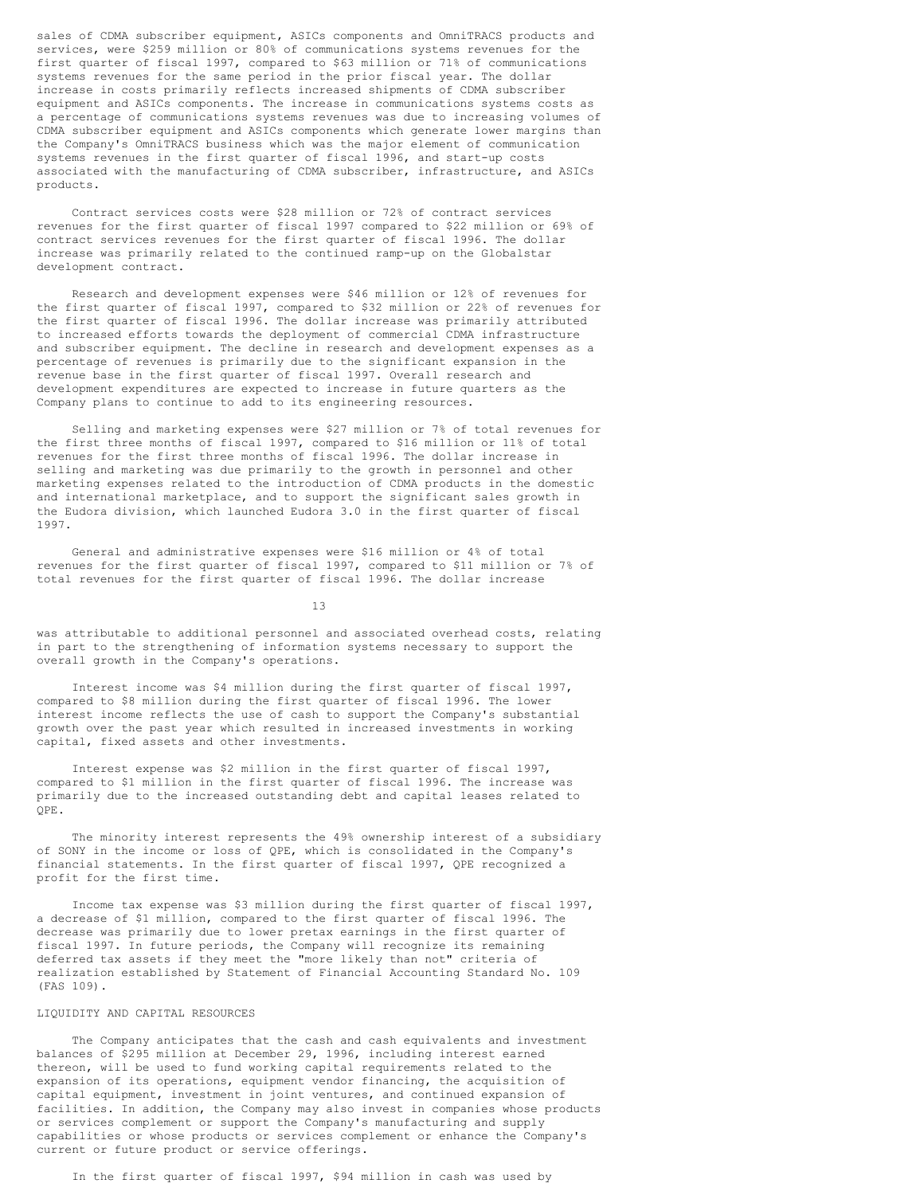sales of CDMA subscriber equipment, ASICs components and OmniTRACS products and services, were $259 million or 80% of communications systems revenues for the first quarter of fiscal 1997, compared to $63 million or 71% of communications systems revenues for the same period in the prior fiscal year. The dollar increase in costs primarily reflects increased shipments of CDMA subscriber equipment and ASICs components. The increase in communications systems costs as a percentage of communications systems revenues was due to increasing volumes of CDMA subscriber equipment and ASICs components which generate lower margins than the Company's OmniTRACS business which was the major element of communication systems revenues in the first quarter of fiscal 1996, and start-up costs associated with the manufacturing of CDMA subscriber, infrastructure, and ASICs products.

Contract services costs were $28 million or 72% of contract services revenues for the first quarter of fiscal 1997 compared to $22 million or 69% of contract services revenues for the first quarter of fiscal 1996. The dollar increase was primarily related to the continued ramp-up on the Globalstar development contract.

Research and development expenses were $46 million or 12% of revenues for the first quarter of fiscal 1997, compared to $32 million or 22% of revenues for the first quarter of fiscal 1996. The dollar increase was primarily attributed to increased efforts towards the deployment of commercial CDMA infrastructure and subscriber equipment. The decline in research and development expenses as a percentage of revenues is primarily due to the significant expansion in the revenue base in the first quarter of fiscal 1997. Overall research and development expenditures are expected to increase in future quarters as the Company plans to continue to add to its engineering resources.

Selling and marketing expenses were $27 million or 7% of total revenues for the first three months of fiscal 1997, compared to $16 million or 11% of total revenues for the first three months of fiscal 1996. The dollar increase in selling and marketing was due primarily to the growth in personnel and other marketing expenses related to the introduction of CDMA products in the domestic and international marketplace, and to support the significant sales growth in the Eudora division, which launched Eudora 3.0 in the first quarter of fiscal 1997.

General and administrative expenses were $16 million or 4% of total revenues for the first quarter of fiscal 1997, compared to $11 million or 7% of total revenues for the first quarter of fiscal 1996. The dollar increase was attributable to additional personnel and associated overhead costs, relating in part to the strengthening of information systems necessary to support the overall growth in the Company's operations.

Interest income was $4 million during the first quarter of fiscal 1997, compared to $8 million during the first quarter of fiscal 1996. The lower interest income reflects the use of cash to support the Company's substantial growth over the past year which resulted in increased investments in working capital, fixed assets and other investments.

Interest expense was $2 million in the first quarter of fiscal 1997, compared to $1 million in the first quarter of fiscal 1996. The increase was primarily due to the increased outstanding debt and capital leases related to QPE.

The minority interest represents the 49% ownership interest of a subsidiary of SONY in the income or loss of QPE, which is consolidated in the Company's financial statements. In the first quarter of fiscal 1997, QPE recognized a profit for the first time.

Income tax expense was $3 million during the first quarter of fiscal 1997, a decrease of $1 million, compared to the first quarter of fiscal 1996. The decrease was primarily due to lower pretax earnings in the first quarter of fiscal 1997. In future periods, the Company will recognize its remaining deferred tax assets if they meet the "more likely than not" criteria of realization established by Statement of Financial Accounting Standard No. 109 (FAS 109).

## LIQUIDITY AND CAPITAL RESOURCES

The Company anticipates that the cash and cash equivalents and investment balances of $295 million at December 29, 1996, including interest earned thereon, will be used to fund working capital requirements related to the expansion of its operations, equipment vendor financing, the acquisition of capital equipment, investment in joint ventures, and continued expansion of facilities. In addition, the Company may also invest in companies whose products or services complement or support the Company's manufacturing and supply capabilities or whose products or services complement or enhance the Company's current or future product or service offerings.

In the first quarter of fiscal 1997, $94 million in cash was used by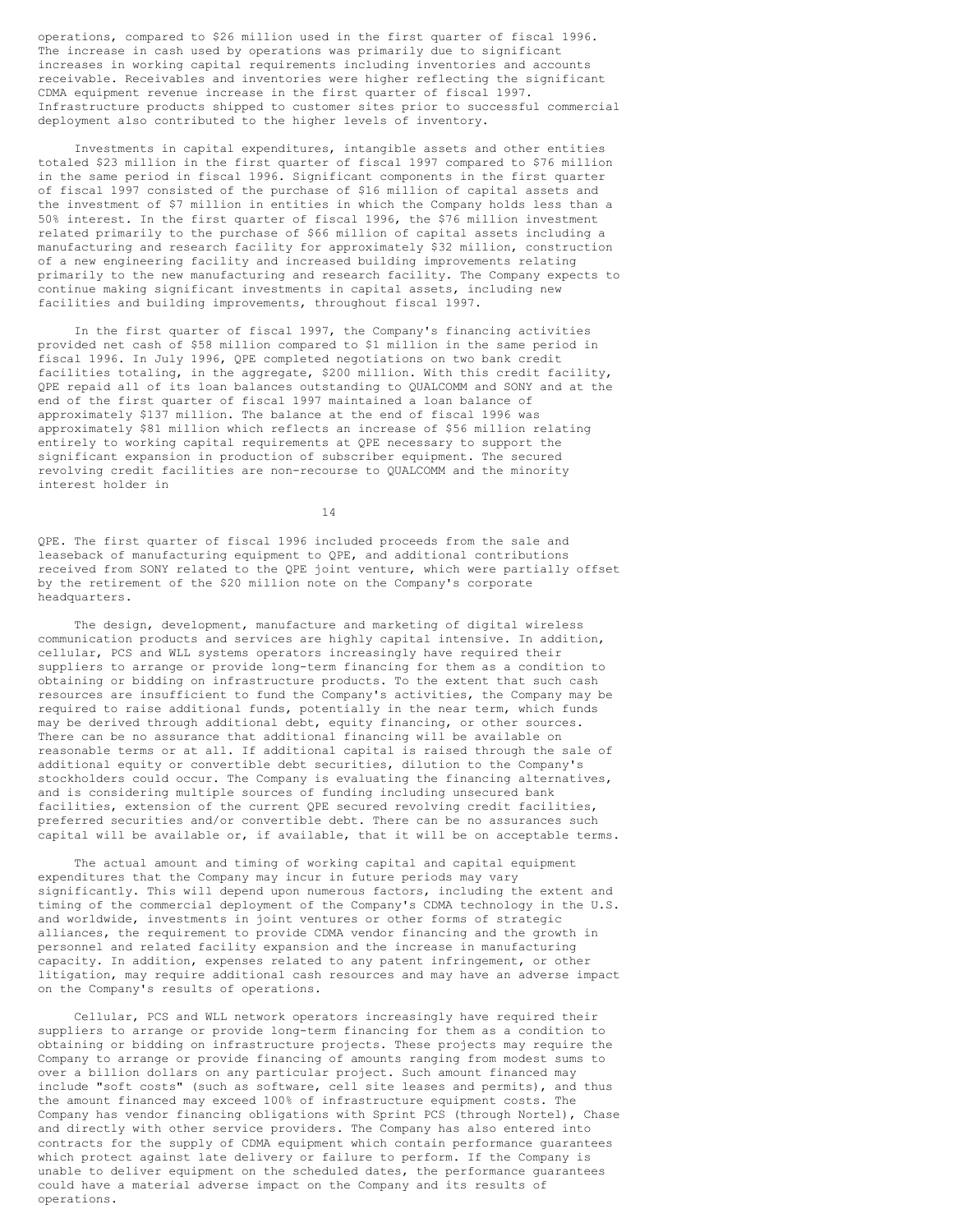operations, compared to $26 million used in the first quarter of fiscal 1996. The increase in cash used by operations was primarily due to significant increases in working capital requirements including inventories and accounts receivable. Receivables and inventories were higher reflecting the significant CDMA equipment revenue increase in the first quarter of fiscal 1997. Infrastructure products shipped to customer sites prior to successful commercial deployment also contributed to the higher levels of inventory.

Investments in capital expenditures, intangible assets and other entities totaled $23 million in the first quarter of fiscal 1997 compared to $76 million in the same period in fiscal 1996. Significant components in the first quarter of fiscal 1997 consisted of the purchase of $16 million of capital assets and the investment of $7 million in entities in which the Company holds less than a 50% interest. In the first quarter of fiscal 1996, the $76 million investment related primarily to the purchase of $66 million of capital assets including a manufacturing and research facility for approximately $32 million, construction of a new engineering facility and increased building improvements relating primarily to the new manufacturing and research facility. The Company expects to continue making significant investments in capital assets, including new facilities and building improvements, throughout fiscal 1997.

In the first quarter of fiscal 1997, the Company's financing activities provided net cash of $58 million compared to $1 million in the same period in fiscal 1996. In July 1996, QPE completed negotiations on two bank credit facilities totaling, in the aggregate, $200 million. With this credit facility, QPE repaid all of its loan balances outstanding to QUALCOMM and SONY and at the end of the first quarter of fiscal 1997 maintained a loan balance of approximately $137 million. The balance at the end of fiscal 1996 was approximately $81 million which reflects an increase of $56 million relating entirely to working capital requirements at QPE necessary to support the significant expansion in production of subscriber equipment. The secured revolving credit facilities are non-recourse to QUALCOMM and the minority interest holder in QPE. The first quarter of fiscal 1996 included proceeds from the sale and leaseback of manufacturing equipment to QPE, and additional contributions received from SONY related to the QPE joint venture, which were partially offset by the retirement of the $20 million note on the Company's corporate headquarters.

The design, development, manufacture and marketing of digital wireless communication products and services are highly capital intensive. In addition, cellular, PCS and WLL systems operators increasingly have required their suppliers to arrange or provide long-term financing for them as a condition to obtaining or bidding on infrastructure products. To the extent that such cash resources are insufficient to fund the Company's activities, the Company may be required to raise additional funds, potentially in the near term, which funds may be derived through additional debt, equity financing, or other sources. There can be no assurance that additional financing will be available on reasonable terms or at all. If additional capital is raised through the sale of additional equity or convertible debt securities, dilution to the Company's stockholders could occur. The Company is evaluating the financing alternatives, and is considering multiple sources of funding including unsecured bank facilities, extension of the current QPE secured revolving credit facilities, preferred securities and/or convertible debt. There can be no assurances such capital will be available or, if available, that it will be on acceptable terms.

The actual amount and timing of working capital and capital equipment expenditures that the Company may incur in future periods may vary significantly. This will depend upon numerous factors, including the extent and timing of the commercial deployment of the Company's CDMA technology in the U.S. and worldwide, investments in joint ventures or other forms of strategic alliances, the requirement to provide CDMA vendor financing and the growth in personnel and related facility expansion and the increase in manufacturing capacity. In addition, expenses related to any patent infringement, or other litigation, may require additional cash resources and may have an adverse impact on the Company's results of operations.

Cellular, PCS and WLL network operators increasingly have required their suppliers to arrange or provide long-term financing for them as a condition to obtaining or bidding on infrastructure projects. These projects may require the Company to arrange or provide financing of amounts ranging from modest sums to over a billion dollars on any particular project. Such amount financed may include "soft costs" (such as software, cell site leases and permits), and thus the amount financed may exceed 100% of infrastructure equipment costs. The Company has vendor financing obligations with Sprint PCS (through Nortel), Chase and directly with other service providers. The Company has also entered into contracts for the supply of CDMA equipment which contain performance guarantees which protect against late delivery or failure to perform. If the Company is unable to deliver equipment on the scheduled dates, the performance guarantees could have a material adverse impact on the Company and its results of operations.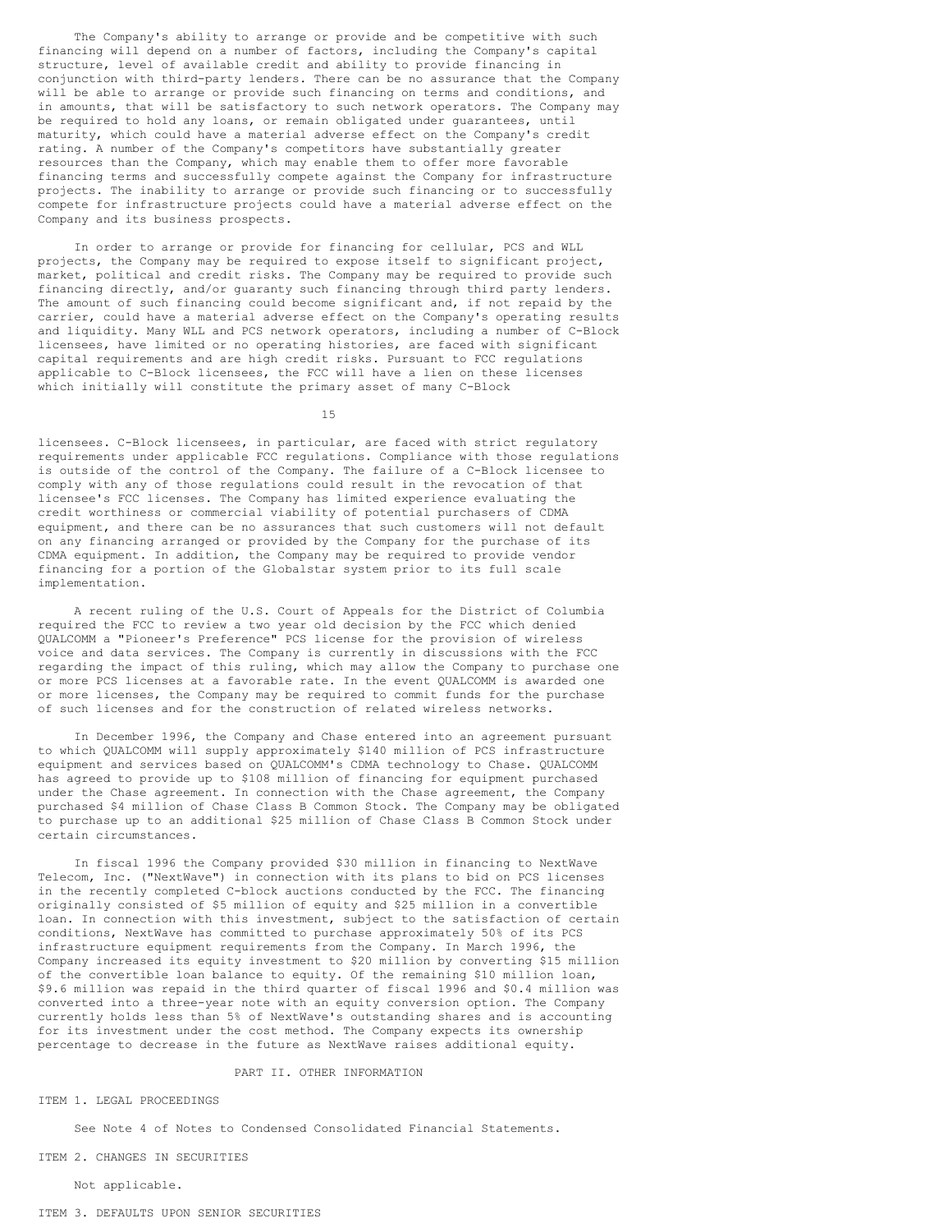The Company's ability to arrange or provide and be competitive with such financing will depend on a number of factors, including the Company's capital structure, level of available credit and ability to provide financing in conjunction with third-party lenders. There can be no assurance that the Company will be able to arrange or provide such financing on terms and conditions, and in amounts, that will be satisfactory to such network operators. The Company may be required to hold any loans, or remain obligated under guarantees, until maturity, which could have a material adverse effect on the Company's credit rating. A number of the Company's competitors have substantially greater resources than the Company, which may enable them to offer more favorable financing terms and successfully compete against the Company for infrastructure projects. The inability to arrange or provide such financing or to successfully compete for infrastructure projects could have a material adverse effect on the Company and its business prospects.

In order to arrange or provide for financing for cellular, PCS and WLL projects, the Company may be required to expose itself to significant project, market, political and credit risks. The Company may be required to provide such financing directly, and/or guaranty such financing through third party lenders. The amount of such financing could become significant and, if not repaid by the carrier, could have a material adverse effect on the Company's operating results and liquidity. Many WLL and PCS network operators, including a number of C-Block licensees, have limited or no operating histories, are faced with significant capital requirements and are high credit risks. Pursuant to FCC regulations applicable to C-Block licensees, the FCC will have a lien on these licenses which initially will constitute the primary asset of many C-Block licensees. C-Block licensees, in particular, are faced with strict regulatory requirements under applicable FCC regulations. Compliance with those regulations is outside of the control of the Company. The failure of a C-Block licensee to comply with any of those regulations could result in the revocation of that licensee's FCC licenses. The Company has limited experience evaluating the credit worthiness or commercial viability of potential purchasers of CDMA equipment, and there can be no assurances that such customers will not default on any financing arranged or provided by the Company for the purchase of its CDMA equipment. In addition, the Company may be required to provide vendor financing for a portion of the Globalstar system prior to its full scale implementation.

A recent ruling of the U.S. Court of Appeals for the District of Columbia required the FCC to review a two year old decision by the FCC which denied QUALCOMM a "Pioneer's Preference" PCS license for the provision of wireless voice and data services. The Company is currently in discussions with the FCC regarding the impact of this ruling, which may allow the Company to purchase one or more PCS licenses at a favorable rate. In the event QUALCOMM is awarded one or more licenses, the Company may be required to commit funds for the purchase of such licenses and for the construction of related wireless networks.

In December 1996, the Company and Chase entered into an agreement pursuant to which QUALCOMM will supply approximately $140 million of PCS infrastructure equipment and services based on QUALCOMM's CDMA technology to Chase. QUALCOMM has agreed to provide up to $108 million of financing for equipment purchased under the Chase agreement. In connection with the Chase agreement, the Company purchased $4 million of Chase Class B Common Stock. The Company may be obligated to purchase up to an additional $25 million of Chase Class B Common Stock under certain circumstances.

In fiscal 1996 the Company provided $30 million in financing to NextWave Telecom, Inc. ("NextWave") in connection with its plans to bid on PCS licenses in the recently completed C-block auctions conducted by the FCC. The financing originally consisted of $5 million of equity and $25 million in a convertible loan. In connection with this investment, subject to the satisfaction of certain conditions, NextWave has committed to purchase approximately 50% of its PCS infrastructure equipment requirements from the Company. In March 1996, the Company increased its equity investment to $20 million by converting $15 million of the convertible loan balance to equity. Of the remaining $10 million loan, $9.6 million was repaid in the third quarter of fiscal 1996 and $0.4 million was converted into a three-year note with an equity conversion option. The Company currently holds less than 5% of NextWave's outstanding shares and is accounting for its investment under the cost method. The Company expects its ownership percentage to decrease in the future as NextWave raises additional equity.

## PART II. OTHER INFORMATION

### ITEM 1. LEGAL PROCEEDINGS

See Note 4 of Notes to Condensed Consolidated Financial Statements.

### ITEM 2. CHANGES IN SECURITIES

Not applicable.

### ITEM 3. DEFAULTS UPON SENIOR SECURITIES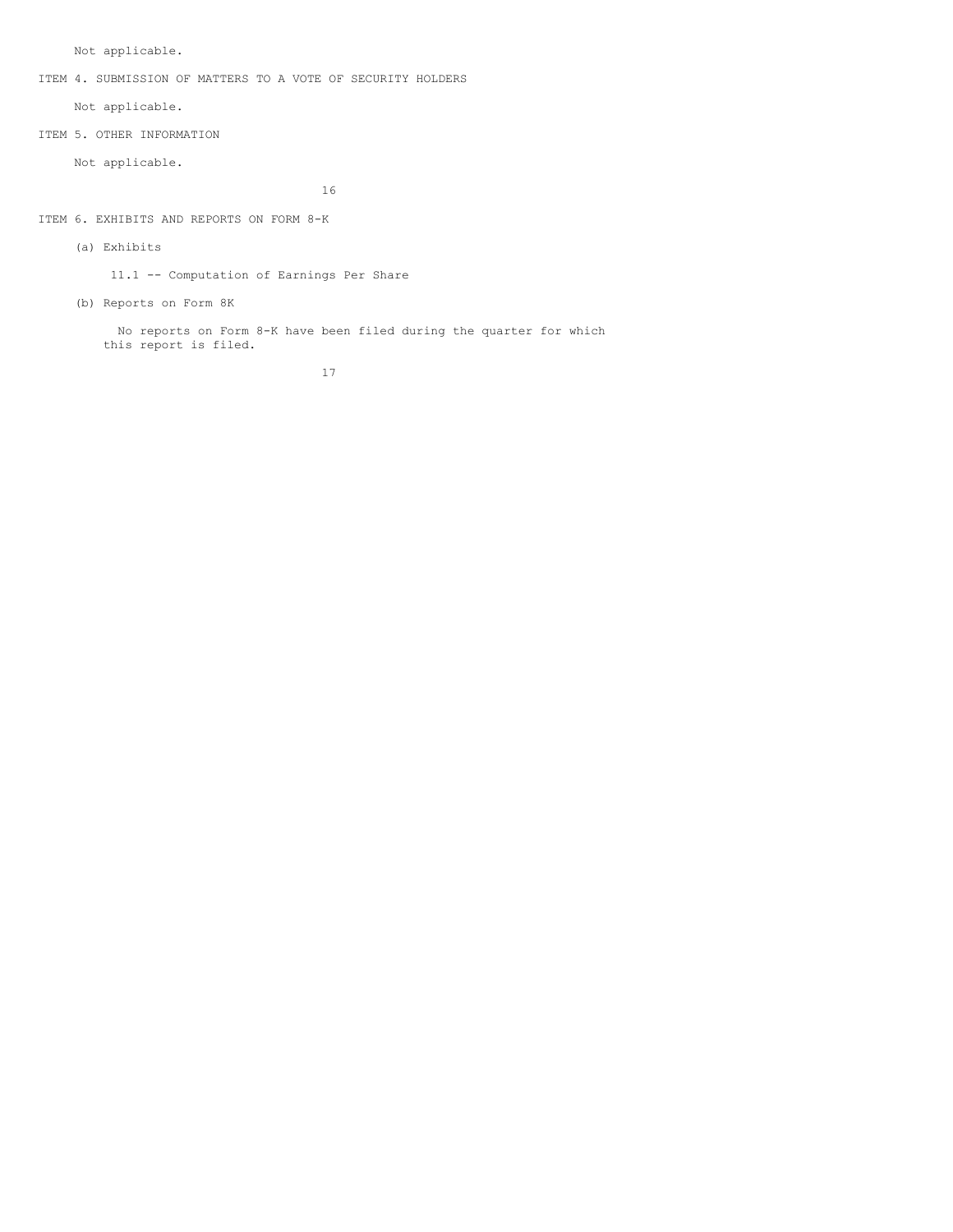Not applicable.

## ITEM 4. SUBMISSION OF MATTERS TO A VOTE OF SECURITY HOLDERS

Not applicable.

## ITEM 5. OTHER INFORMATION

Not applicable.

## ITEM 6. EXHIBITS AND REPORTS ON FORM 8-K

(a) Exhibits

11.1 -- Computation of Earnings Per Share

(b) Reports on Form 8K

No reports on Form 8-K have been filed during the quarter for which this report is filed.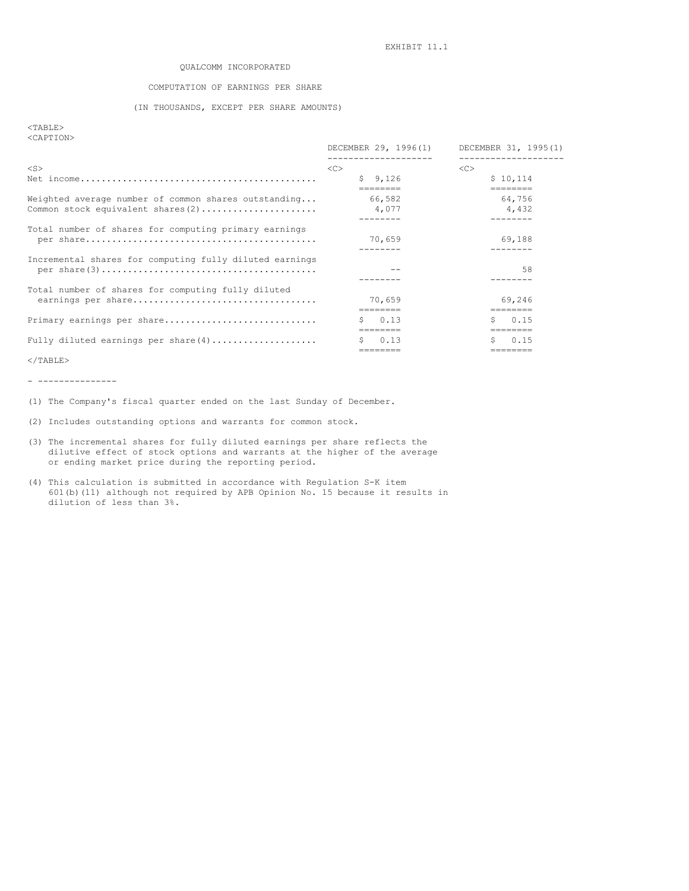EXHIBIT 11.1

# QUALCOMM INCORPORATED

## COMPUTATION OF EARNINGS PER SHARE

(IN THOUSANDS, EXCEPT PER SHARE AMOUNTS)

| | DECEMBER 29, 1996(1) | DECEMBER 31, 1995(1) |
|---|---|---|
| Net income | $ 9,126 | $ 10,114 |
| Weighted average number of common shares outstanding | 66,582 | 64,756 |
| Common stock equivalent shares(2) | 4,077 | 4,432 |
| Total number of shares for computing primary earnings per share | 70,659 | 69,188 |
| Incremental shares for computing fully diluted earnings per share(3) | -- | 58 |
| Total number of shares for computing fully diluted earnings per share | 70,659 | 69,246 |
| Primary earnings per share | $ 0.13 | $ 0.15 |
| Fully diluted earnings per share(4) | $ 0.13 | $ 0.15 |

---

(1) The Company's fiscal quarter ended on the last Sunday of December.

(2) Includes outstanding options and warrants for common stock.

(3) The incremental shares for fully diluted earnings per share reflects the dilutive effect of stock options and warrants at the higher of the average or ending market price during the reporting period.

(4) This calculation is submitted in accordance with Regulation S-K item 601(b)(11) although not required by APB Opinion No. 15 because it results in dilution of less than 3%.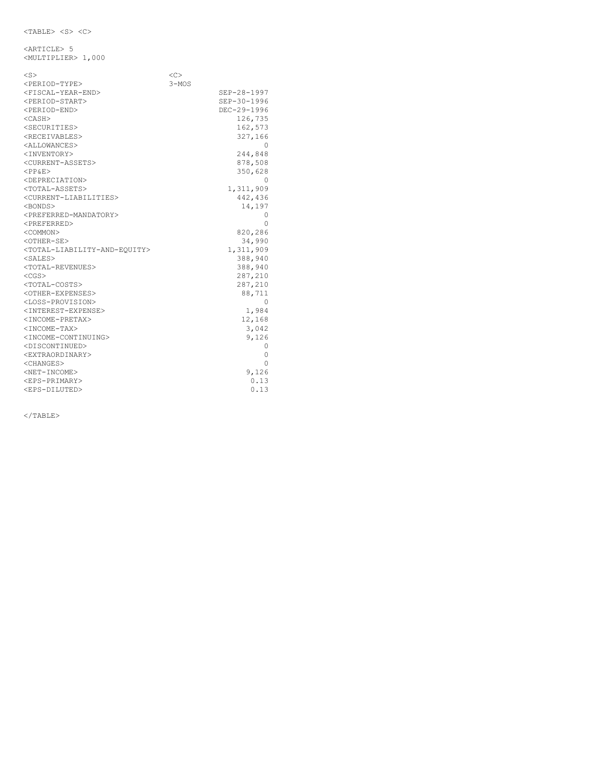```
<TABLE> <S> <C>

<ARTICLE> 5
<MULTIPLIER> 1,000

<S>                             <C>
<PERIOD-TYPE>                   3-MOS
<FISCAL-YEAR-END>                          SEP-28-1997
<PERIOD-START>                             SEP-30-1996
<PERIOD-END>                               DEC-29-1996
<CASH>                                         126,735
<SECURITIES>                                   162,573
<RECEIVABLES>                                  327,166
<ALLOWANCES>                                         0
<INVENTORY>                                    244,848
<CURRENT-ASSETS>                               878,508
<PP&E>                                         350,628
<DEPRECIATION>                                       0
<TOTAL-ASSETS>                               1,311,909
<CURRENT-LIABILITIES>                          442,436
<BONDS>                                         14,197
<PREFERRED-MANDATORY>                                0
<PREFERRED>                                          0
<COMMON>                                       820,286
<OTHER-SE>                                      34,990
<TOTAL-LIABILITY-AND-EQUITY>                 1,311,909
<SALES>                                        388,940
<TOTAL-REVENUES>                               388,940
<CGS>                                          287,210
<TOTAL-COSTS>                                  287,210
<OTHER-EXPENSES>                                88,711
<LOSS-PROVISION>                                     0
<INTEREST-EXPENSE>                               1,984
<INCOME-PRETAX>                                 12,168
<INCOME-TAX>                                     3,042
<INCOME-CONTINUING>                              9,126
<DISCONTINUED>                                       0
<EXTRAORDINARY>                                      0
<CHANGES>                                            0
<NET-INCOME>                                     9,126
<EPS-PRIMARY>                                     0.13
<EPS-DILUTED>                                     0.13

</TABLE>
```